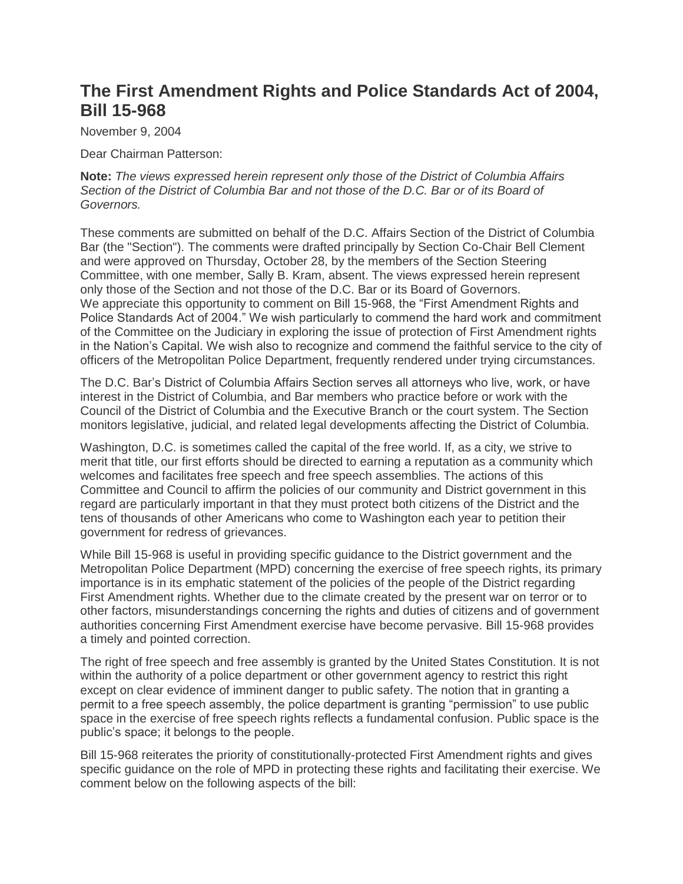# The First Amendment Rights and Police Standards Act of 2004, Bill 15-968

November 9, 2004

Dear Chairman Patterson:

**Note:** *The views expressed herein represent only those of the District of Columbia Affairs Section of the District of Columbia Bar and not those of the D.C. Bar or of its Board of Governors.*

These comments are submitted on behalf of the D.C. Affairs Section of the District of Columbia Bar (the "Section"). The comments were drafted principally by Section Co-Chair Bell Clement and were approved on Thursday, October 28, by the members of the Section Steering Committee, with one member, Sally B. Kram, absent. The views expressed herein represent only those of the Section and not those of the D.C. Bar or its Board of Governors.
We appreciate this opportunity to comment on Bill 15-968, the "First Amendment Rights and Police Standards Act of 2004." We wish particularly to commend the hard work and commitment of the Committee on the Judiciary in exploring the issue of protection of First Amendment rights in the Nation's Capital. We wish also to recognize and commend the faithful service to the city of officers of the Metropolitan Police Department, frequently rendered under trying circumstances.

The D.C. Bar's District of Columbia Affairs Section serves all attorneys who live, work, or have interest in the District of Columbia, and Bar members who practice before or work with the Council of the District of Columbia and the Executive Branch or the court system. The Section monitors legislative, judicial, and related legal developments affecting the District of Columbia.

Washington, D.C. is sometimes called the capital of the free world. If, as a city, we strive to merit that title, our first efforts should be directed to earning a reputation as a community which welcomes and facilitates free speech and free speech assemblies. The actions of this Committee and Council to affirm the policies of our community and District government in this regard are particularly important in that they must protect both citizens of the District and the tens of thousands of other Americans who come to Washington each year to petition their government for redress of grievances.

While Bill 15-968 is useful in providing specific guidance to the District government and the Metropolitan Police Department (MPD) concerning the exercise of free speech rights, its primary importance is in its emphatic statement of the policies of the people of the District regarding First Amendment rights. Whether due to the climate created by the present war on terror or to other factors, misunderstandings concerning the rights and duties of citizens and of government authorities concerning First Amendment exercise have become pervasive. Bill 15-968 provides a timely and pointed correction.

The right of free speech and free assembly is granted by the United States Constitution. It is not within the authority of a police department or other government agency to restrict this right except on clear evidence of imminent danger to public safety. The notion that in granting a permit to a free speech assembly, the police department is granting "permission" to use public space in the exercise of free speech rights reflects a fundamental confusion. Public space is the public's space; it belongs to the people.

Bill 15-968 reiterates the priority of constitutionally-protected First Amendment rights and gives specific guidance on the role of MPD in protecting these rights and facilitating their exercise. We comment below on the following aspects of the bill: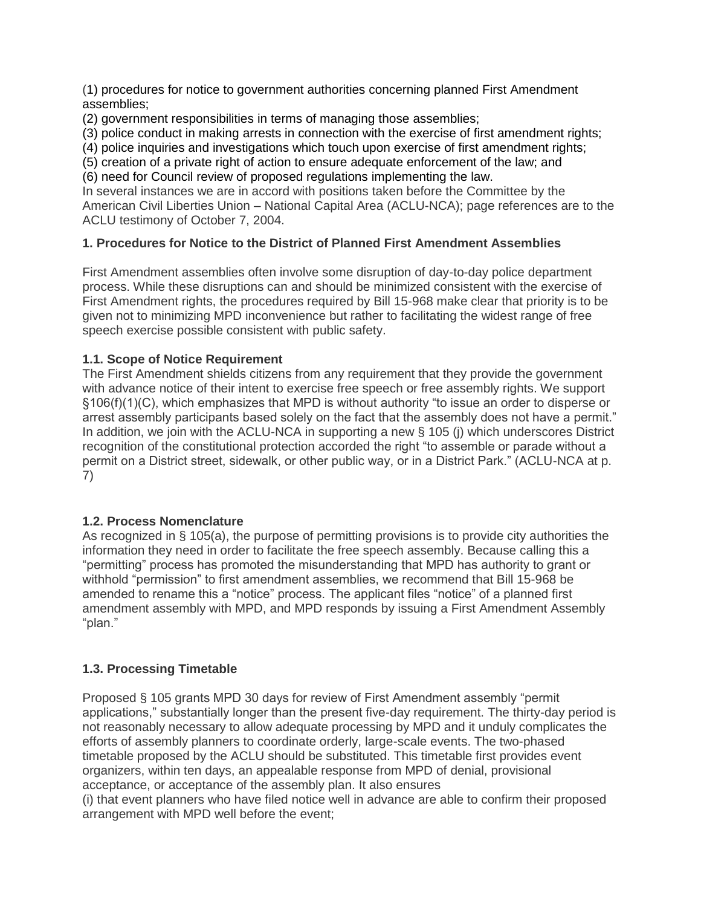(1) procedures for notice to government authorities concerning planned First Amendment assemblies;
(2) government responsibilities in terms of managing those assemblies;
(3) police conduct in making arrests in connection with the exercise of first amendment rights;
(4) police inquiries and investigations which touch upon exercise of first amendment rights;
(5) creation of a private right of action to ensure adequate enforcement of the law; and
(6) need for Council review of proposed regulations implementing the law.

In several instances we are in accord with positions taken before the Committee by the American Civil Liberties Union – National Capital Area (ACLU-NCA); page references are to the ACLU testimony of October 7, 2004.

**1. Procedures for Notice to the District of Planned First Amendment Assemblies**

First Amendment assemblies often involve some disruption of day-to-day police department process. While these disruptions can and should be minimized consistent with the exercise of First Amendment rights, the procedures required by Bill 15-968 make clear that priority is to be given not to minimizing MPD inconvenience but rather to facilitating the widest range of free speech exercise possible consistent with public safety.

**1.1. Scope of Notice Requirement**

The First Amendment shields citizens from any requirement that they provide the government with advance notice of their intent to exercise free speech or free assembly rights. We support §106(f)(1)(C), which emphasizes that MPD is without authority "to issue an order to disperse or arrest assembly participants based solely on the fact that the assembly does not have a permit." In addition, we join with the ACLU-NCA in supporting a new § 105 (j) which underscores District recognition of the constitutional protection accorded the right "to assemble or parade without a permit on a District street, sidewalk, or other public way, or in a District Park." (ACLU-NCA at p. 7)

**1.2. Process Nomenclature**

As recognized in § 105(a), the purpose of permitting provisions is to provide city authorities the information they need in order to facilitate the free speech assembly. Because calling this a "permitting" process has promoted the misunderstanding that MPD has authority to grant or withhold "permission" to first amendment assemblies, we recommend that Bill 15-968 be amended to rename this a "notice" process. The applicant files "notice" of a planned first amendment assembly with MPD, and MPD responds by issuing a First Amendment Assembly "plan."

**1.3. Processing Timetable**

Proposed § 105 grants MPD 30 days for review of First Amendment assembly "permit applications," substantially longer than the present five-day requirement. The thirty-day period is not reasonably necessary to allow adequate processing by MPD and it unduly complicates the efforts of assembly planners to coordinate orderly, large-scale events. The two-phased timetable proposed by the ACLU should be substituted. This timetable first provides event organizers, within ten days, an appealable response from MPD of denial, provisional acceptance, or acceptance of the assembly plan. It also ensures

(i) that event planners who have filed notice well in advance are able to confirm their proposed arrangement with MPD well before the event;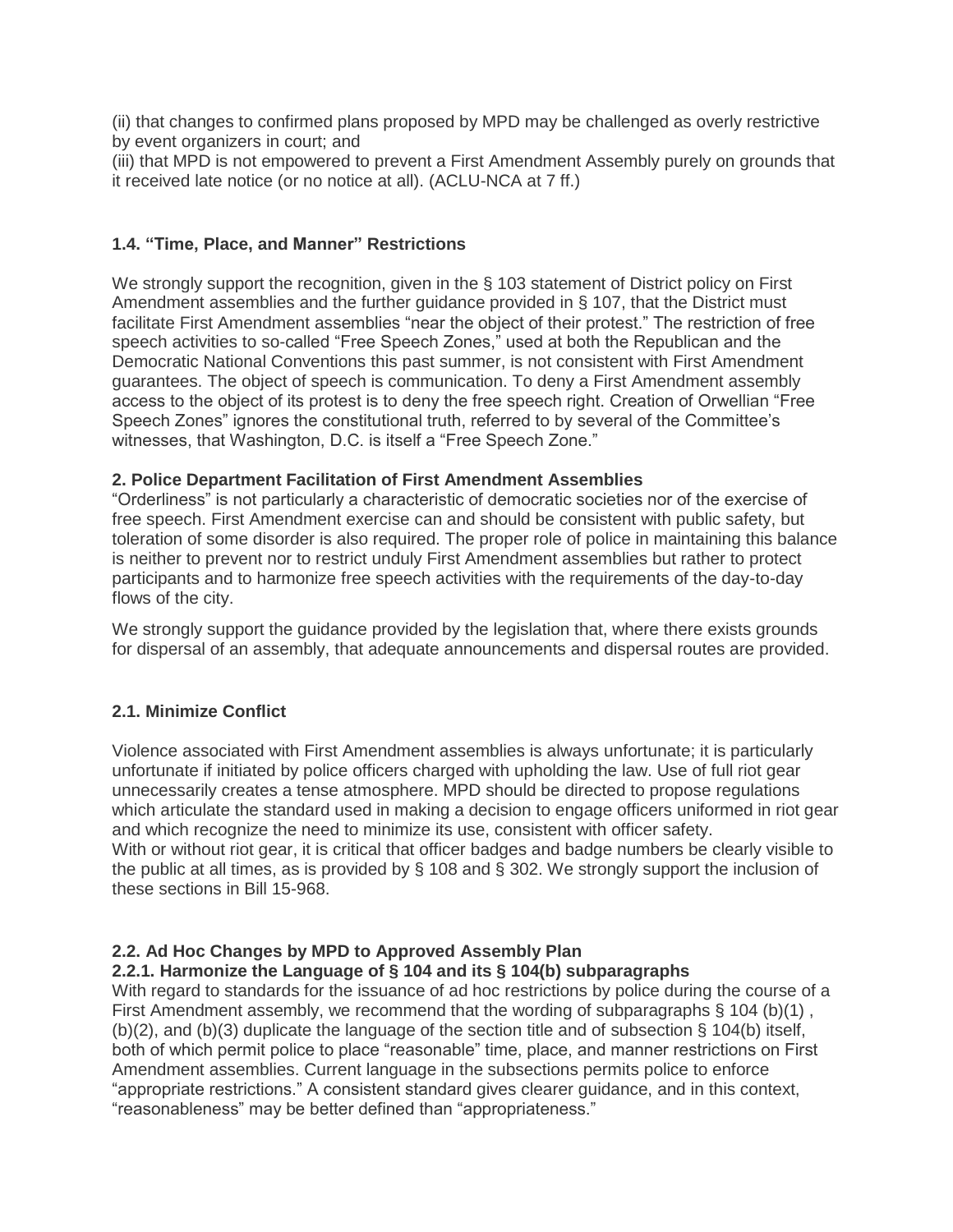(ii) that changes to confirmed plans proposed by MPD may be challenged as overly restrictive by event organizers in court; and
(iii) that MPD is not empowered to prevent a First Amendment Assembly purely on grounds that it received late notice (or no notice at all). (ACLU-NCA at 7 ff.)

### 1.4. "Time, Place, and Manner" Restrictions

We strongly support the recognition, given in the § 103 statement of District policy on First Amendment assemblies and the further guidance provided in § 107, that the District must facilitate First Amendment assemblies "near the object of their protest." The restriction of free speech activities to so-called "Free Speech Zones," used at both the Republican and the Democratic National Conventions this past summer, is not consistent with First Amendment guarantees. The object of speech is communication. To deny a First Amendment assembly access to the object of its protest is to deny the free speech right. Creation of Orwellian "Free Speech Zones" ignores the constitutional truth, referred to by several of the Committee's witnesses, that Washington, D.C. is itself a "Free Speech Zone."

## 2. Police Department Facilitation of First Amendment Assemblies

"Orderliness" is not particularly a characteristic of democratic societies nor of the exercise of free speech. First Amendment exercise can and should be consistent with public safety, but toleration of some disorder is also required. The proper role of police in maintaining this balance is neither to prevent nor to restrict unduly First Amendment assemblies but rather to protect participants and to harmonize free speech activities with the requirements of the day-to-day flows of the city.

We strongly support the guidance provided by the legislation that, where there exists grounds for dispersal of an assembly, that adequate announcements and dispersal routes are provided.

### 2.1. Minimize Conflict

Violence associated with First Amendment assemblies is always unfortunate; it is particularly unfortunate if initiated by police officers charged with upholding the law. Use of full riot gear unnecessarily creates a tense atmosphere. MPD should be directed to propose regulations which articulate the standard used in making a decision to engage officers uniformed in riot gear and which recognize the need to minimize its use, consistent with officer safety.
With or without riot gear, it is critical that officer badges and badge numbers be clearly visible to the public at all times, as is provided by § 108 and § 302. We strongly support the inclusion of these sections in Bill 15-968.

### 2.2. Ad Hoc Changes by MPD to Approved Assembly Plan

#### 2.2.1. Harmonize the Language of § 104 and its § 104(b) subparagraphs

With regard to standards for the issuance of ad hoc restrictions by police during the course of a First Amendment assembly, we recommend that the wording of subparagraphs § 104 (b)(1) , (b)(2), and (b)(3) duplicate the language of the section title and of subsection § 104(b) itself, both of which permit police to place "reasonable" time, place, and manner restrictions on First Amendment assemblies. Current language in the subsections permits police to enforce "appropriate restrictions." A consistent standard gives clearer guidance, and in this context, "reasonableness" may be better defined than "appropriateness."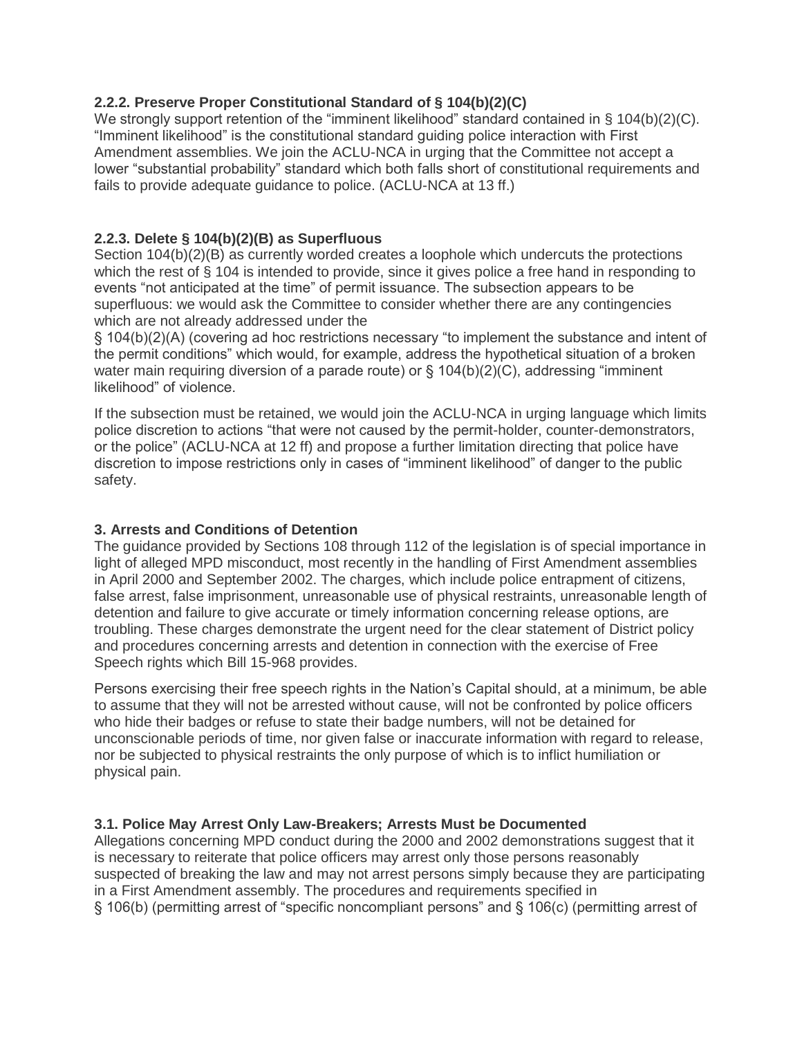### 2.2.2. Preserve Proper Constitutional Standard of § 104(b)(2)(C)

We strongly support retention of the "imminent likelihood" standard contained in § 104(b)(2)(C). "Imminent likelihood" is the constitutional standard guiding police interaction with First Amendment assemblies. We join the ACLU-NCA in urging that the Committee not accept a lower "substantial probability" standard which both falls short of constitutional requirements and fails to provide adequate guidance to police. (ACLU-NCA at 13 ff.)

### 2.2.3. Delete § 104(b)(2)(B) as Superfluous

Section 104(b)(2)(B) as currently worded creates a loophole which undercuts the protections which the rest of § 104 is intended to provide, since it gives police a free hand in responding to events "not anticipated at the time" of permit issuance. The subsection appears to be superfluous: we would ask the Committee to consider whether there are any contingencies which are not already addressed under the § 104(b)(2)(A) (covering ad hoc restrictions necessary "to implement the substance and intent of the permit conditions" which would, for example, address the hypothetical situation of a broken water main requiring diversion of a parade route) or § 104(b)(2)(C), addressing "imminent likelihood" of violence.

If the subsection must be retained, we would join the ACLU-NCA in urging language which limits police discretion to actions "that were not caused by the permit-holder, counter-demonstrators, or the police" (ACLU-NCA at 12 ff) and propose a further limitation directing that police have discretion to impose restrictions only in cases of "imminent likelihood" of danger to the public safety.

## 3. Arrests and Conditions of Detention

The guidance provided by Sections 108 through 112 of the legislation is of special importance in light of alleged MPD misconduct, most recently in the handling of First Amendment assemblies in April 2000 and September 2002. The charges, which include police entrapment of citizens, false arrest, false imprisonment, unreasonable use of physical restraints, unreasonable length of detention and failure to give accurate or timely information concerning release options, are troubling. These charges demonstrate the urgent need for the clear statement of District policy and procedures concerning arrests and detention in connection with the exercise of Free Speech rights which Bill 15-968 provides.

Persons exercising their free speech rights in the Nation's Capital should, at a minimum, be able to assume that they will not be arrested without cause, will not be confronted by police officers who hide their badges or refuse to state their badge numbers, will not be detained for unconscionable periods of time, nor given false or inaccurate information with regard to release, nor be subjected to physical restraints the only purpose of which is to inflict humiliation or physical pain.

### 3.1. Police May Arrest Only Law-Breakers; Arrests Must be Documented

Allegations concerning MPD conduct during the 2000 and 2002 demonstrations suggest that it is necessary to reiterate that police officers may arrest only those persons reasonably suspected of breaking the law and may not arrest persons simply because they are participating in a First Amendment assembly. The procedures and requirements specified in § 106(b) (permitting arrest of "specific noncompliant persons" and § 106(c) (permitting arrest of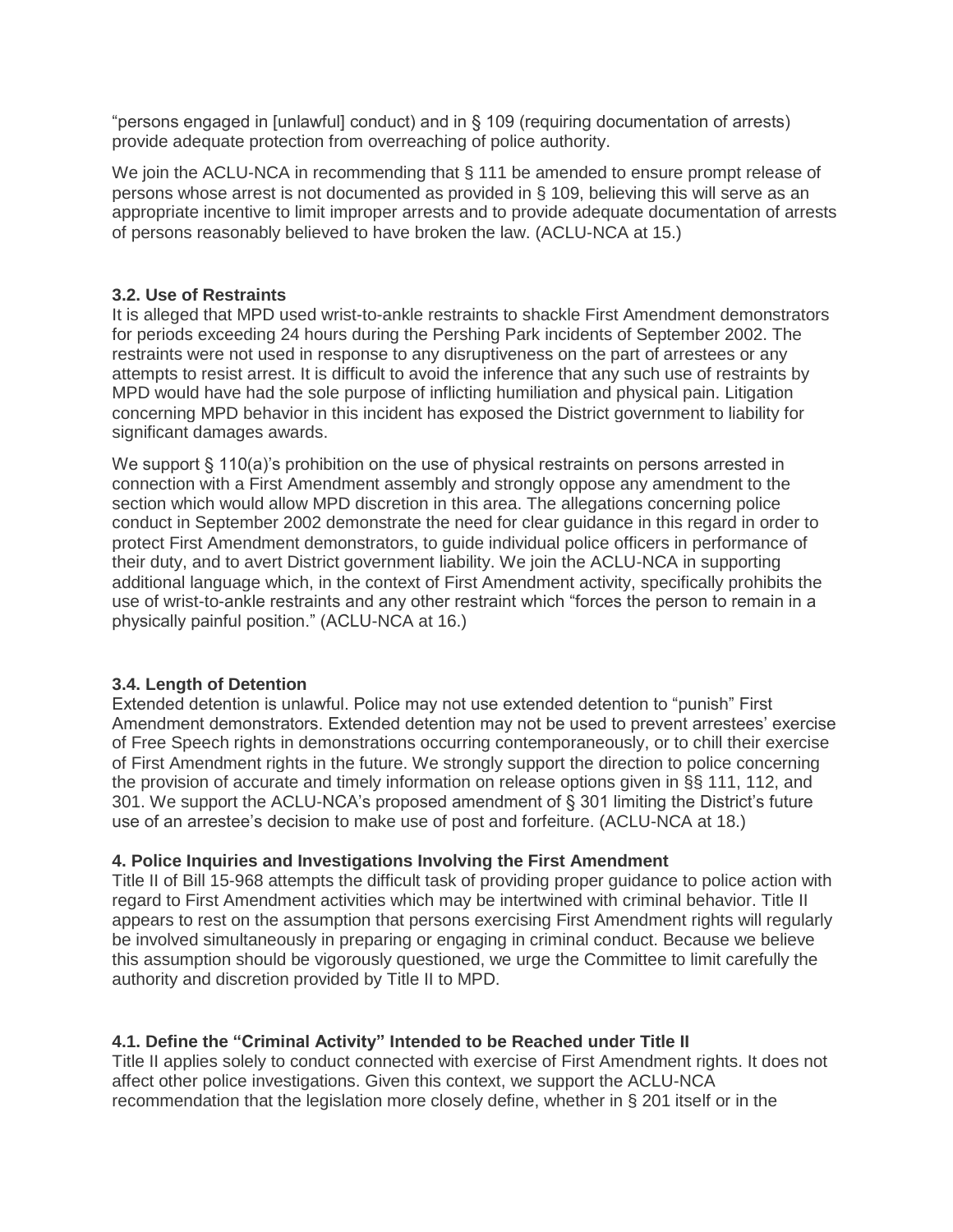"persons engaged in [unlawful] conduct) and in § 109 (requiring documentation of arrests) provide adequate protection from overreaching of police authority.

We join the ACLU-NCA in recommending that § 111 be amended to ensure prompt release of persons whose arrest is not documented as provided in § 109, believing this will serve as an appropriate incentive to limit improper arrests and to provide adequate documentation of arrests of persons reasonably believed to have broken the law. (ACLU-NCA at 15.)

### 3.2. Use of Restraints

It is alleged that MPD used wrist-to-ankle restraints to shackle First Amendment demonstrators for periods exceeding 24 hours during the Pershing Park incidents of September 2002. The restraints were not used in response to any disruptiveness on the part of arrestees or any attempts to resist arrest. It is difficult to avoid the inference that any such use of restraints by MPD would have had the sole purpose of inflicting humiliation and physical pain. Litigation concerning MPD behavior in this incident has exposed the District government to liability for significant damages awards.

We support § 110(a)'s prohibition on the use of physical restraints on persons arrested in connection with a First Amendment assembly and strongly oppose any amendment to the section which would allow MPD discretion in this area. The allegations concerning police conduct in September 2002 demonstrate the need for clear guidance in this regard in order to protect First Amendment demonstrators, to guide individual police officers in performance of their duty, and to avert District government liability. We join the ACLU-NCA in supporting additional language which, in the context of First Amendment activity, specifically prohibits the use of wrist-to-ankle restraints and any other restraint which "forces the person to remain in a physically painful position." (ACLU-NCA at 16.)

### 3.4. Length of Detention

Extended detention is unlawful. Police may not use extended detention to "punish" First Amendment demonstrators. Extended detention may not be used to prevent arrestees' exercise of Free Speech rights in demonstrations occurring contemporaneously, or to chill their exercise of First Amendment rights in the future. We strongly support the direction to police concerning the provision of accurate and timely information on release options given in §§ 111, 112, and 301. We support the ACLU-NCA's proposed amendment of § 301 limiting the District's future use of an arrestee's decision to make use of post and forfeiture. (ACLU-NCA at 18.)

## 4. Police Inquiries and Investigations Involving the First Amendment

Title II of Bill 15-968 attempts the difficult task of providing proper guidance to police action with regard to First Amendment activities which may be intertwined with criminal behavior. Title II appears to rest on the assumption that persons exercising First Amendment rights will regularly be involved simultaneously in preparing or engaging in criminal conduct. Because we believe this assumption should be vigorously questioned, we urge the Committee to limit carefully the authority and discretion provided by Title II to MPD.

### 4.1. Define the "Criminal Activity" Intended to be Reached under Title II

Title II applies solely to conduct connected with exercise of First Amendment rights. It does not affect other police investigations. Given this context, we support the ACLU-NCA recommendation that the legislation more closely define, whether in § 201 itself or in the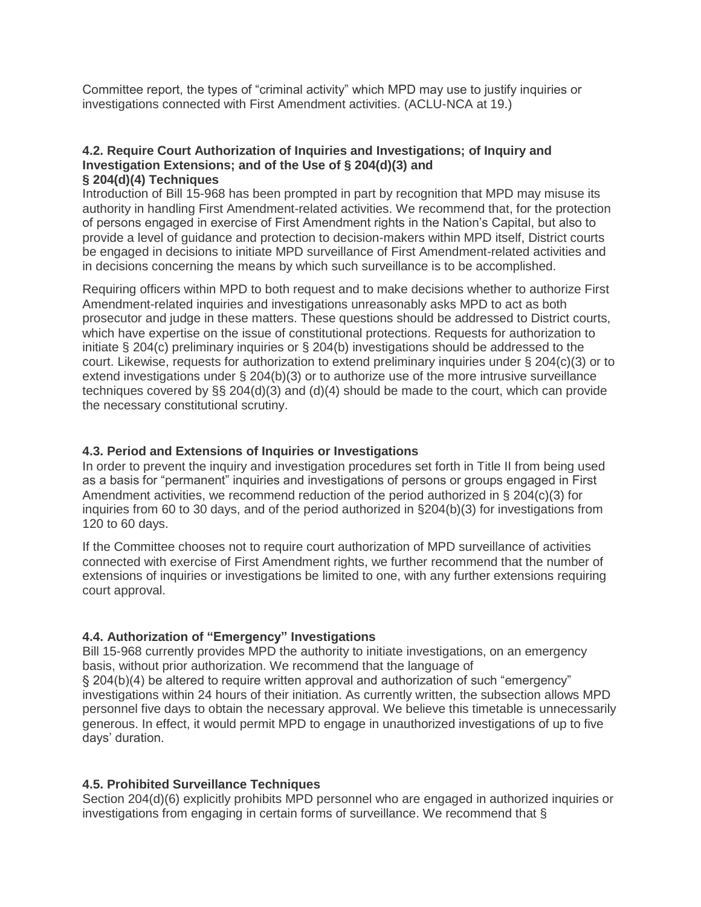Committee report, the types of "criminal activity" which MPD may use to justify inquiries or investigations connected with First Amendment activities. (ACLU-NCA at 19.)

### 4.2. Require Court Authorization of Inquiries and Investigations; of Inquiry and Investigation Extensions; and of the Use of § 204(d)(3) and § 204(d)(4) Techniques

Introduction of Bill 15-968 has been prompted in part by recognition that MPD may misuse its authority in handling First Amendment-related activities. We recommend that, for the protection of persons engaged in exercise of First Amendment rights in the Nation's Capital, but also to provide a level of guidance and protection to decision-makers within MPD itself, District courts be engaged in decisions to initiate MPD surveillance of First Amendment-related activities and in decisions concerning the means by which such surveillance is to be accomplished.

Requiring officers within MPD to both request and to make decisions whether to authorize First Amendment-related inquiries and investigations unreasonably asks MPD to act as both prosecutor and judge in these matters. These questions should be addressed to District courts, which have expertise on the issue of constitutional protections. Requests for authorization to initiate § 204(c) preliminary inquiries or § 204(b) investigations should be addressed to the court. Likewise, requests for authorization to extend preliminary inquiries under § 204(c)(3) or to extend investigations under § 204(b)(3) or to authorize use of the more intrusive surveillance techniques covered by §§ 204(d)(3) and (d)(4) should be made to the court, which can provide the necessary constitutional scrutiny.

### 4.3. Period and Extensions of Inquiries or Investigations

In order to prevent the inquiry and investigation procedures set forth in Title II from being used as a basis for "permanent" inquiries and investigations of persons or groups engaged in First Amendment activities, we recommend reduction of the period authorized in § 204(c)(3) for inquiries from 60 to 30 days, and of the period authorized in §204(b)(3) for investigations from 120 to 60 days.

If the Committee chooses not to require court authorization of MPD surveillance of activities connected with exercise of First Amendment rights, we further recommend that the number of extensions of inquiries or investigations be limited to one, with any further extensions requiring court approval.

### 4.4. Authorization of "Emergency" Investigations

Bill 15-968 currently provides MPD the authority to initiate investigations, on an emergency basis, without prior authorization. We recommend that the language of § 204(b)(4) be altered to require written approval and authorization of such "emergency" investigations within 24 hours of their initiation. As currently written, the subsection allows MPD personnel five days to obtain the necessary approval. We believe this timetable is unnecessarily generous. In effect, it would permit MPD to engage in unauthorized investigations of up to five days' duration.

### 4.5. Prohibited Surveillance Techniques

Section 204(d)(6) explicitly prohibits MPD personnel who are engaged in authorized inquiries or investigations from engaging in certain forms of surveillance. We recommend that §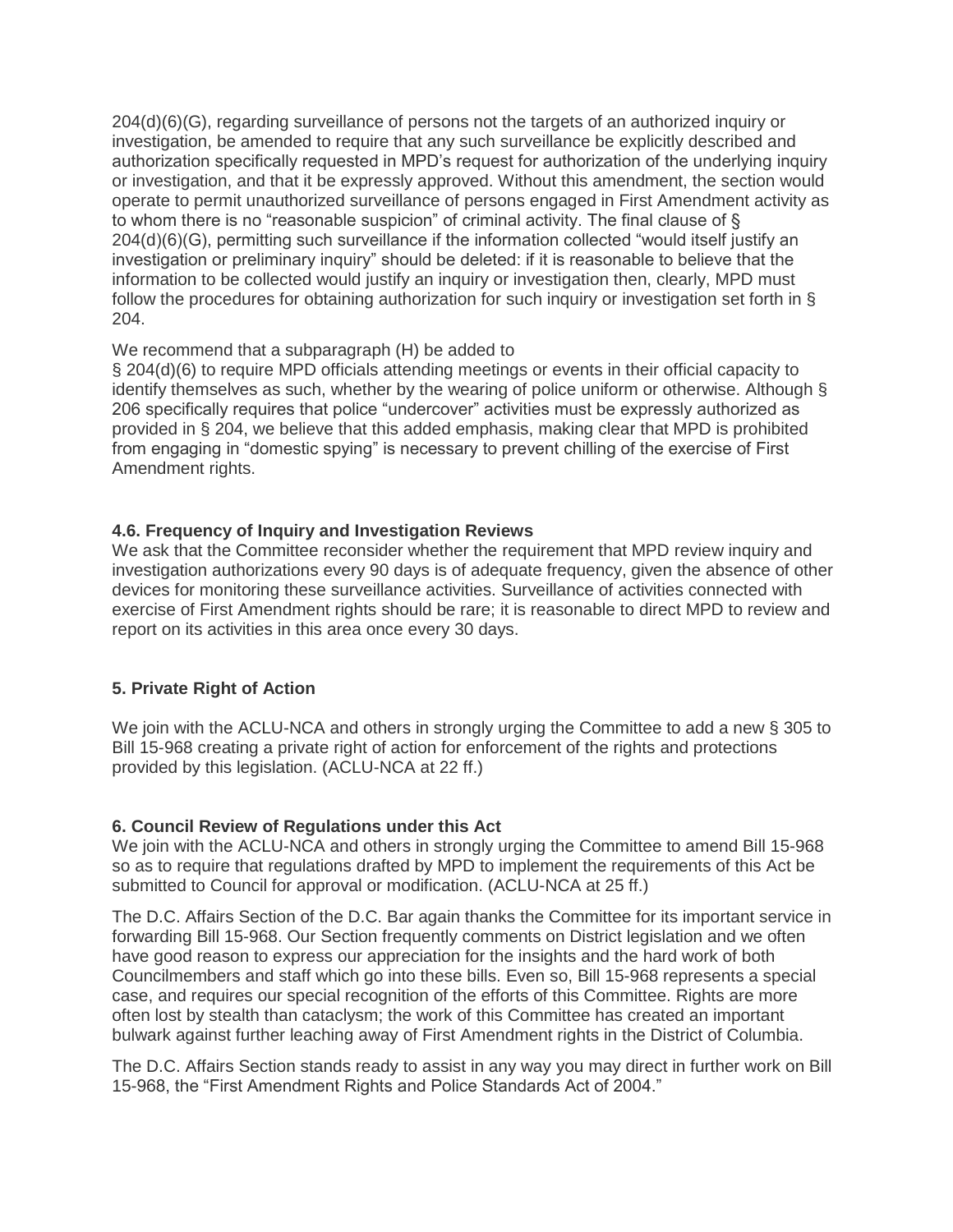204(d)(6)(G), regarding surveillance of persons not the targets of an authorized inquiry or investigation, be amended to require that any such surveillance be explicitly described and authorization specifically requested in MPD's request for authorization of the underlying inquiry or investigation, and that it be expressly approved. Without this amendment, the section would operate to permit unauthorized surveillance of persons engaged in First Amendment activity as to whom there is no "reasonable suspicion" of criminal activity. The final clause of § 204(d)(6)(G), permitting such surveillance if the information collected "would itself justify an investigation or preliminary inquiry" should be deleted: if it is reasonable to believe that the information to be collected would justify an inquiry or investigation then, clearly, MPD must follow the procedures for obtaining authorization for such inquiry or investigation set forth in § 204.

We recommend that a subparagraph (H) be added to § 204(d)(6) to require MPD officials attending meetings or events in their official capacity to identify themselves as such, whether by the wearing of police uniform or otherwise. Although § 206 specifically requires that police "undercover" activities must be expressly authorized as provided in § 204, we believe that this added emphasis, making clear that MPD is prohibited from engaging in "domestic spying" is necessary to prevent chilling of the exercise of First Amendment rights.

**4.6. Frequency of Inquiry and Investigation Reviews**

We ask that the Committee reconsider whether the requirement that MPD review inquiry and investigation authorizations every 90 days is of adequate frequency, given the absence of other devices for monitoring these surveillance activities. Surveillance of activities connected with exercise of First Amendment rights should be rare; it is reasonable to direct MPD to review and report on its activities in this area once every 30 days.

**5. Private Right of Action**

We join with the ACLU-NCA and others in strongly urging the Committee to add a new § 305 to Bill 15-968 creating a private right of action for enforcement of the rights and protections provided by this legislation. (ACLU-NCA at 22 ff.)

**6. Council Review of Regulations under this Act**

We join with the ACLU-NCA and others in strongly urging the Committee to amend Bill 15-968 so as to require that regulations drafted by MPD to implement the requirements of this Act be submitted to Council for approval or modification. (ACLU-NCA at 25 ff.)

The D.C. Affairs Section of the D.C. Bar again thanks the Committee for its important service in forwarding Bill 15-968. Our Section frequently comments on District legislation and we often have good reason to express our appreciation for the insights and the hard work of both Councilmembers and staff which go into these bills. Even so, Bill 15-968 represents a special case, and requires our special recognition of the efforts of this Committee. Rights are more often lost by stealth than cataclysm; the work of this Committee has created an important bulwark against further leaching away of First Amendment rights in the District of Columbia.

The D.C. Affairs Section stands ready to assist in any way you may direct in further work on Bill 15-968, the "First Amendment Rights and Police Standards Act of 2004."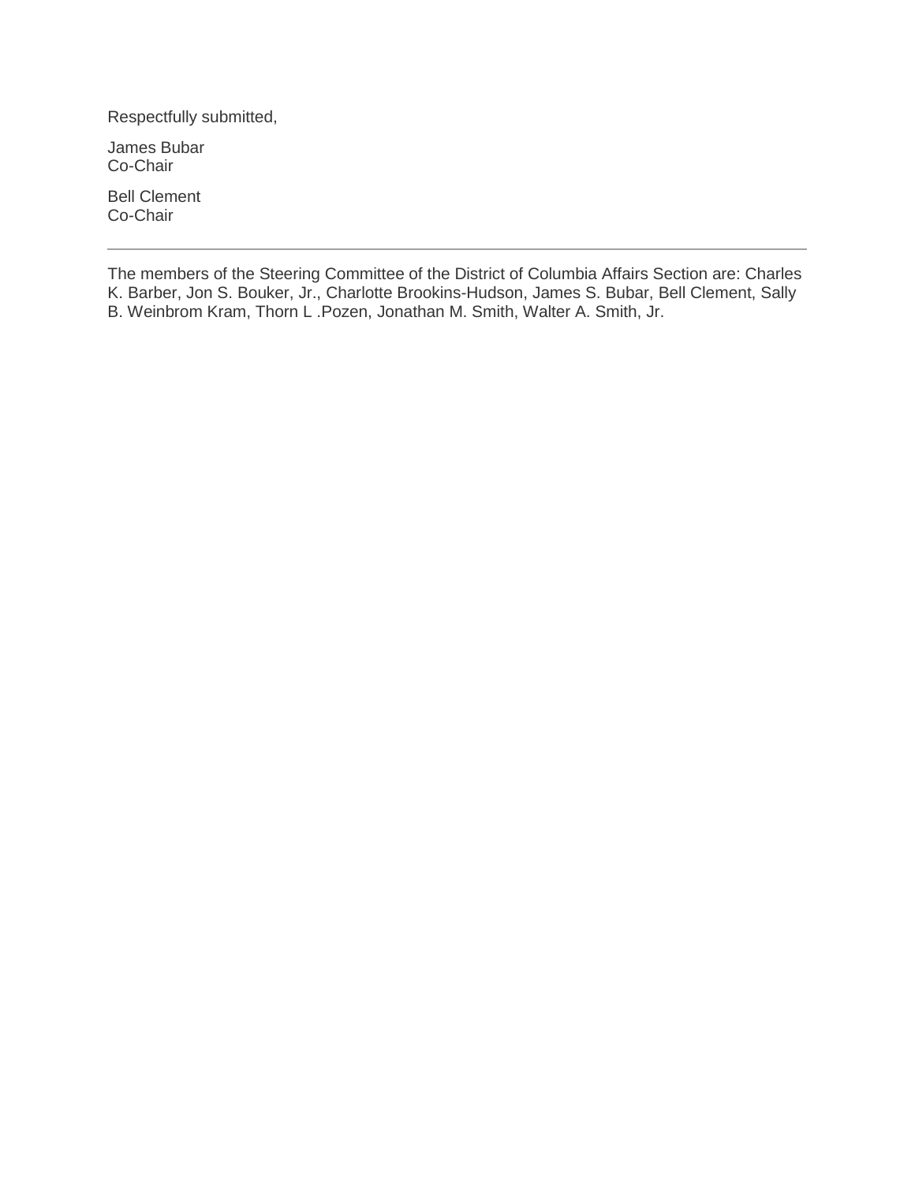Respectfully submitted,

James Bubar
Co-Chair

Bell Clement
Co-Chair

---

The members of the Steering Committee of the District of Columbia Affairs Section are: Charles K. Barber, Jon S. Bouker, Jr., Charlotte Brookins-Hudson, James S. Bubar, Bell Clement, Sally B. Weinbrom Kram, Thorn L .Pozen, Jonathan M. Smith, Walter A. Smith, Jr.